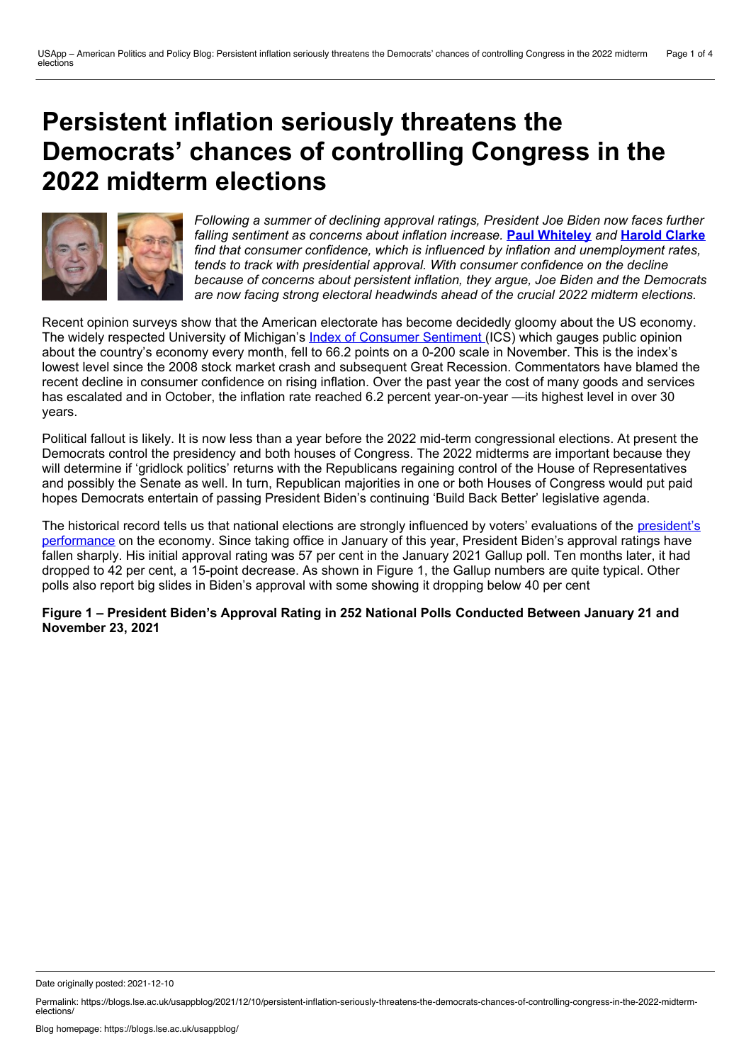# Persistent inflation seriously threatens the Democrats' chances of controlling Congress in the 2022 midterm elections

*Following a summer of declining approval ratings, President Joe Biden now faces further falling sentiment as concerns about inflation increase.* **Paul Whiteley** *and* **Harold Clarke** *find that consumer confidence, which is influenced by inflation and unemployment rates, tends to track with presidential approval. With consumer confidence on the decline because of concerns about persistent inflation, they argue, Joe Biden and the Democrats are now facing strong electoral headwinds ahead of the crucial 2022 midterm elections.*

Recent opinion surveys show that the American electorate has become decidedly gloomy about the US economy. The widely respected University of Michigan's Index of Consumer Sentiment (ICS) which gauges public opinion about the country's economy every month, fell to 66.2 points on a 0-200 scale in November. This is the index's lowest level since the 2008 stock market crash and subsequent Great Recession. Commentators have blamed the recent decline in consumer confidence on rising inflation. Over the past year the cost of many goods and services has escalated and in October, the inflation rate reached 6.2 percent year-on-year —its highest level in over 30 years.

Political fallout is likely. It is now less than a year before the 2022 mid-term congressional elections. At present the Democrats control the presidency and both houses of Congress. The 2022 midterms are important because they will determine if 'gridlock politics' returns with the Republicans regaining control of the House of Representatives and possibly the Senate as well. In turn, Republican majorities in one or both Houses of Congress would put paid hopes Democrats entertain of passing President Biden's continuing 'Build Back Better' legislative agenda.

The historical record tells us that national elections are strongly influenced by voters' evaluations of the president's performance on the economy. Since taking office in January of this year, President Biden's approval ratings have fallen sharply. His initial approval rating was 57 per cent in the January 2021 Gallup poll. Ten months later, it had dropped to 42 per cent, a 15-point decrease. As shown in Figure 1, the Gallup numbers are quite typical. Other polls also report big slides in Biden's approval with some showing it dropping below 40 per cent

**Figure 1 – President Biden's Approval Rating in 252 National Polls Conducted Between January 21 and November 23, 2021**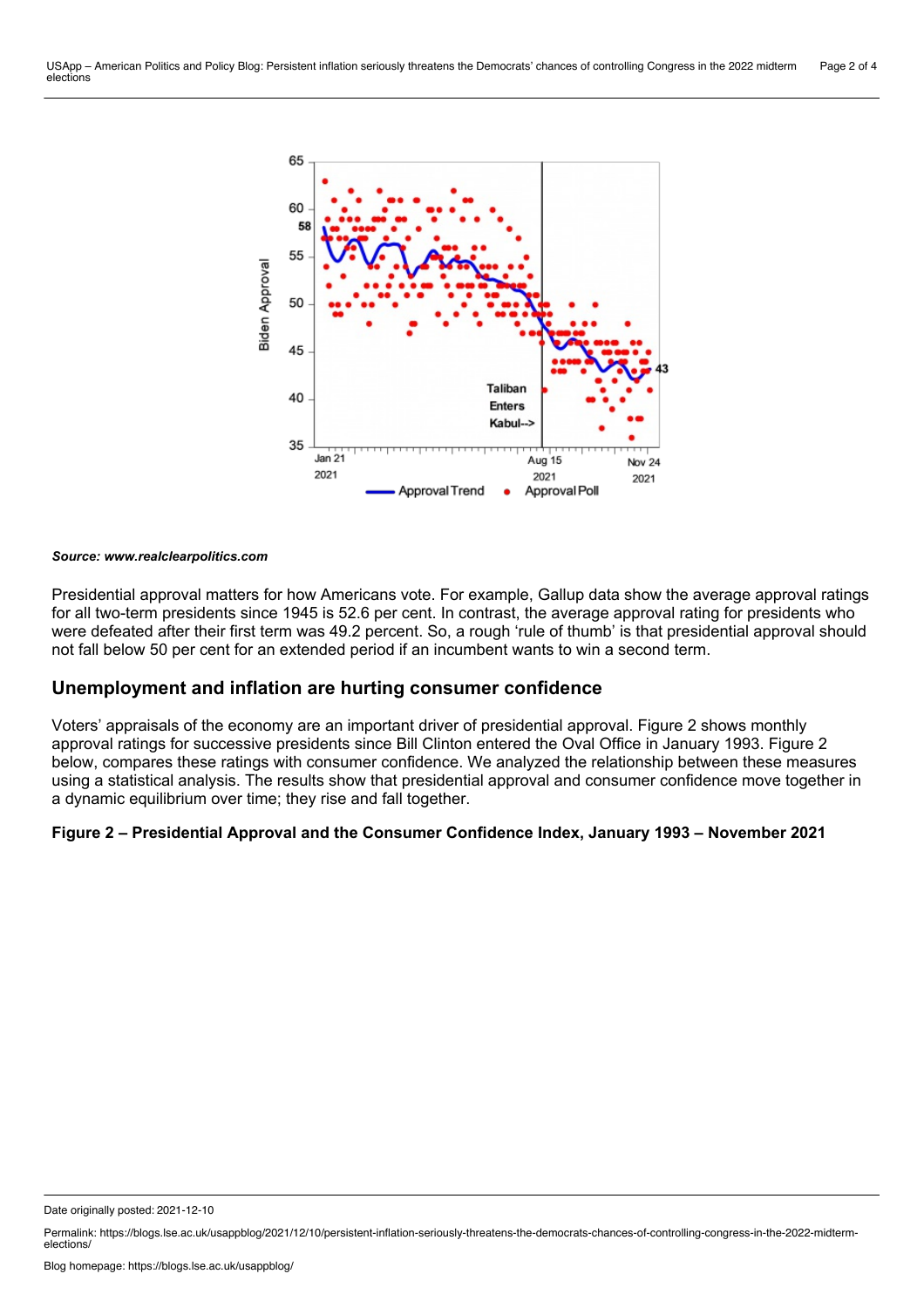65
60
58
55
50
45
40
35

Biden Approval

Taliban
Enters
Kabul-->

43

Jan 21
2021

Aug 15
2021

Nov 24
2021

Approval Trend
Approval Poll

***Source: www.realclearpolitics.com***

Presidential approval matters for how Americans vote. For example, Gallup data show the average approval ratings for all two-term presidents since 1945 is 52.6 per cent. In contrast, the average approval rating for presidents who were defeated after their first term was 49.2 percent. So, a rough 'rule of thumb' is that presidential approval should not fall below 50 per cent for an extended period if an incumbent wants to win a second term.

## Unemployment and inflation are hurting consumer confidence

Voters' appraisals of the economy are an important driver of presidential approval. Figure 2 shows monthly approval ratings for successive presidents since Bill Clinton entered the Oval Office in January 1993. Figure 2 below, compares these ratings with consumer confidence. We analyzed the relationship between these measures using a statistical analysis. The results show that presidential approval and consumer confidence move together in a dynamic equilibrium over time; they rise and fall together.

**Figure 2 – Presidential Approval and the Consumer Confidence Index, January 1993 – November 2021**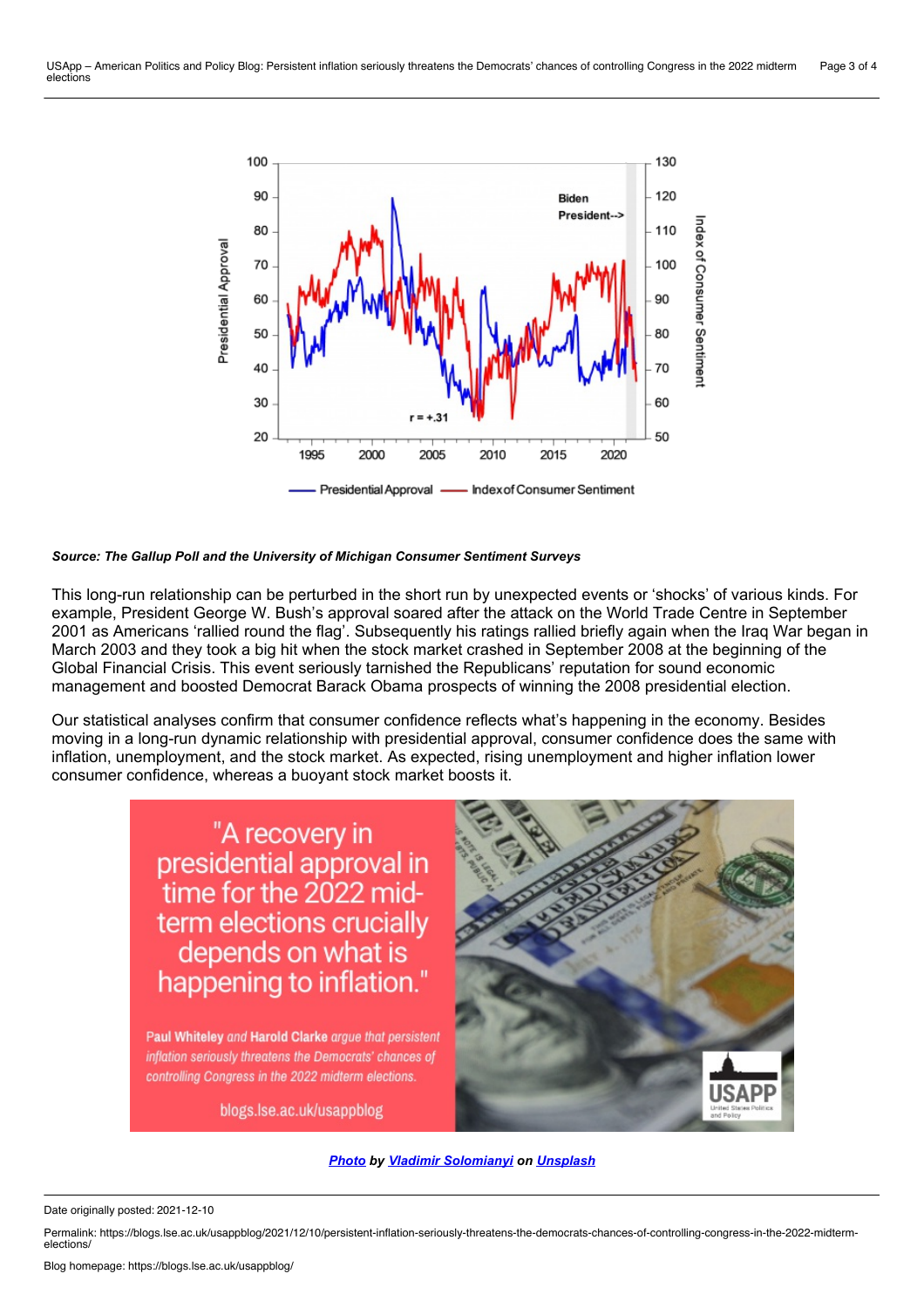Presidential Approval

Index of Consumer Sentiment

100
90
80
70
60
50
40
30
20

130
120
110
100
90
80
70
60
50

1995 2000 2005 2010 2015 2020

Biden President-->

r = +.31

Presidential Approval — Index of Consumer Sentiment

***Source: The Gallup Poll and the University of Michigan Consumer Sentiment Surveys***

This long-run relationship can be perturbed in the short run by unexpected events or 'shocks' of various kinds. For example, President George W. Bush's approval soared after the attack on the World Trade Centre in September 2001 as Americans 'rallied round the flag'. Subsequently his ratings rallied briefly again when the Iraq War began in March 2003 and they took a big hit when the stock market crashed in September 2008 at the beginning of the Global Financial Crisis. This event seriously tarnished the Republicans' reputation for sound economic management and boosted Democrat Barack Obama prospects of winning the 2008 presidential election.

Our statistical analyses confirm that consumer confidence reflects what's happening in the economy. Besides moving in a long-run dynamic relationship with presidential approval, consumer confidence does the same with inflation, unemployment, and the stock market. As expected, rising unemployment and higher inflation lower consumer confidence, whereas a buoyant stock market boosts it.

"A recovery in presidential approval in time for the 2022 mid-term elections crucially depends on what is happening to inflation."

**Paul Whiteley** *and* **Harold Clarke** *argue that persistent inflation seriously threatens the Democrats' chances of controlling Congress in the 2022 midterm elections.*

blogs.lse.ac.uk/usappblog

***Photo by Vladimir Solomianyi on Unsplash***

Date originally posted: 2021-12-10

Permalink: https://blogs.lse.ac.uk/usappblog/2021/12/10/persistent-inflation-seriously-threatens-the-democrats-chances-of-controlling-congress-in-the-2022-midterm-elections/

Blog homepage: https://blogs.lse.ac.uk/usappblog/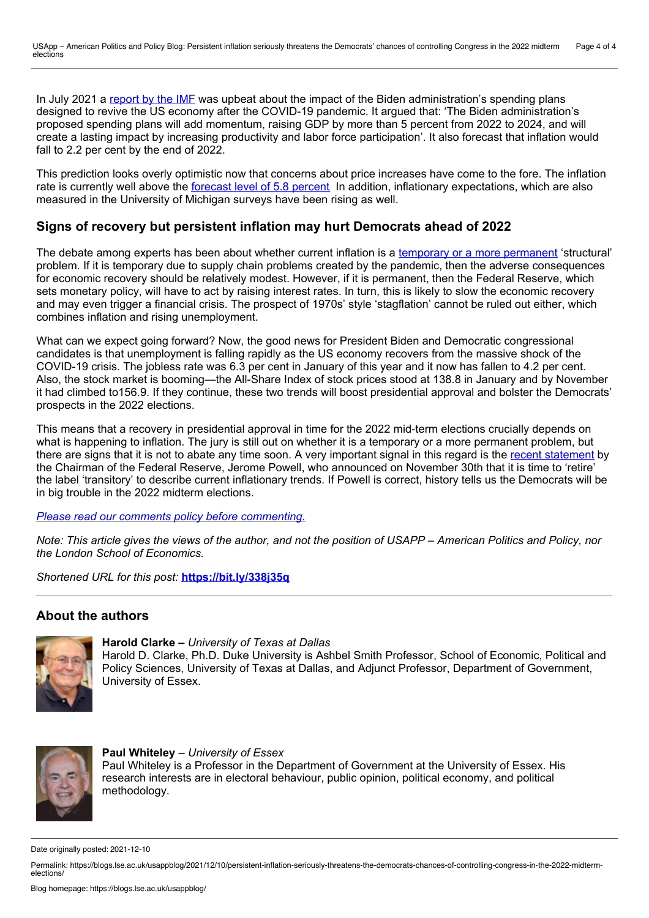In July 2021 a report by the IMF was upbeat about the impact of the Biden administration's spending plans designed to revive the US economy after the COVID-19 pandemic. It argued that: 'The Biden administration's proposed spending plans will add momentum, raising GDP by more than 5 percent from 2022 to 2024, and will create a lasting impact by increasing productivity and labor force participation'. It also forecast that inflation would fall to 2.2 per cent by the end of 2022.

This prediction looks overly optimistic now that concerns about price increases have come to the fore. The inflation rate is currently well above the forecast level of 5.8 percent  In addition, inflationary expectations, which are also measured in the University of Michigan surveys have been rising as well.

## Signs of recovery but persistent inflation may hurt Democrats ahead of 2022

The debate among experts has been about whether current inflation is a temporary or a more permanent 'structural' problem. If it is temporary due to supply chain problems created by the pandemic, then the adverse consequences for economic recovery should be relatively modest. However, if it is permanent, then the Federal Reserve, which sets monetary policy, will have to act by raising interest rates. In turn, this is likely to slow the economic recovery and may even trigger a financial crisis. The prospect of 1970s' style 'stagflation' cannot be ruled out either, which combines inflation and rising unemployment.

What can we expect going forward? Now, the good news for President Biden and Democratic congressional candidates is that unemployment is falling rapidly as the US economy recovers from the massive shock of the COVID-19 crisis. The jobless rate was 6.3 per cent in January of this year and it now has fallen to 4.2 per cent. Also, the stock market is booming—the All-Share Index of stock prices stood at 138.8 in January and by November it had climbed to156.9. If they continue, these two trends will boost presidential approval and bolster the Democrats' prospects in the 2022 elections.

This means that a recovery in presidential approval in time for the 2022 mid-term elections crucially depends on what is happening to inflation. The jury is still out on whether it is a temporary or a more permanent problem, but there are signs that it is not to abate any time soon. A very important signal in this regard is the recent statement by the Chairman of the Federal Reserve, Jerome Powell, who announced on November 30th that it is time to 'retire' the label 'transitory' to describe current inflationary trends. If Powell is correct, history tells us the Democrats will be in big trouble in the 2022 midterm elections.

*Please read our comments policy before commenting.*

*Note: This article gives the views of the author, and not the position of USAPP – American Politics and Policy, nor the London School of Economics.*

*Shortened URL for this post:* **https://bit.ly/338j35q**

---

## About the authors

**Harold Clarke –** *University of Texas at Dallas*
Harold D. Clarke, Ph.D. Duke University is Ashbel Smith Professor, School of Economic, Political and Policy Sciences, University of Texas at Dallas, and Adjunct Professor, Department of Government, University of Essex.

**Paul Whiteley** – *University of Essex*
Paul Whiteley is a Professor in the Department of Government at the University of Essex. His research interests are in electoral behaviour, public opinion, political economy, and political methodology.

Date originally posted: 2021-12-10

Permalink: https://blogs.lse.ac.uk/usappblog/2021/12/10/persistent-inflation-seriously-threatens-the-democrats-chances-of-controlling-congress-in-the-2022-midterm-elections/

Blog homepage: https://blogs.lse.ac.uk/usappblog/